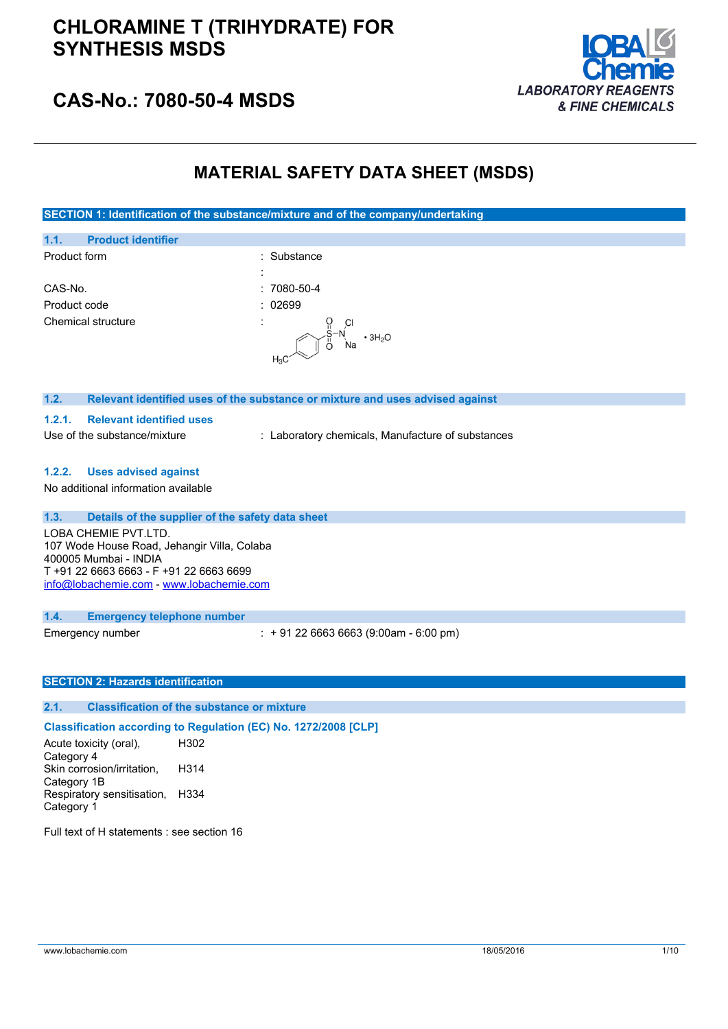# CHLORAMINE T (TRIHYDRATE) FOR SYNTHESIS MSDS

## CAS-No.: 7080-50-4 MSDS

LOBA Chemie
LABORATORY REAGENTS & FINE CHEMICALS

# MATERIAL SAFETY DATA SHEET (MSDS)

## SECTION 1: Identification of the substance/mixture and of the company/undertaking

### 1.1. Product identifier

| | |
|---|---|
| Product form | : Substance |
| | : |
| CAS-No. | : 7080-50-4 |
| Product code | : 02699 |
| Chemical structure | : |

### 1.2. Relevant identified uses of the substance or mixture and uses advised against

#### 1.2.1. Relevant identified uses

Use of the substance/mixture : Laboratory chemicals, Manufacture of substances

#### 1.2.2. Uses advised against

No additional information available

### 1.3. Details of the supplier of the safety data sheet

LOBA CHEMIE PVT.LTD.
107 Wode House Road, Jehangir Villa, Colaba
400005 Mumbai - INDIA
T +91 22 6663 6663 - F +91 22 6663 6699
info@lobachemie.com - www.lobachemie.com

### 1.4. Emergency telephone number

Emergency number : + 91 22 6663 6663 (9:00am - 6:00 pm)

## SECTION 2: Hazards identification

### 2.1. Classification of the substance or mixture

**Classification according to Regulation (EC) No. 1272/2008 [CLP]**

| | |
|---|---|
| Acute toxicity (oral), Category 4 | H302 |
| Skin corrosion/irritation, Category 1B | H314 |
| Respiratory sensitisation, Category 1 | H334 |

Full text of H statements : see section 16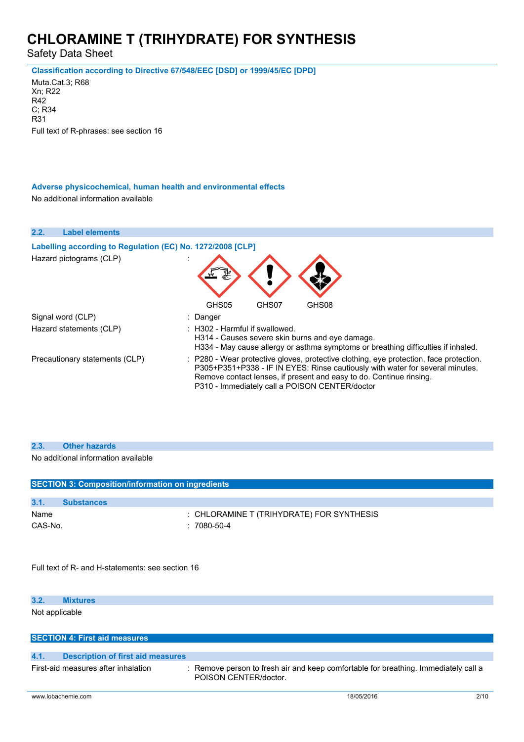#### Classification according to Directive 67/548/EEC [DSD] or 1999/45/EC [DPD]

Muta.Cat.3; R68
Xn; R22
R42
C; R34
R31

Full text of R-phrases: see section 16

#### Adverse physicochemical, human health and environmental effects

No additional information available

### 2.2. Label elements

#### Labelling according to Regulation (EC) No. 1272/2008 [CLP]

Hazard pictograms (CLP) :

GHS05 GHS07 GHS08

Signal word (CLP) : Danger

Hazard statements (CLP) : H302 - Harmful if swallowed.
H314 - Causes severe skin burns and eye damage.
H334 - May cause allergy or asthma symptoms or breathing difficulties if inhaled.

Precautionary statements (CLP) : P280 - Wear protective gloves, protective clothing, eye protection, face protection.
P305+P351+P338 - IF IN EYES: Rinse cautiously with water for several minutes. Remove contact lenses, if present and easy to do. Continue rinsing.
P310 - Immediately call a POISON CENTER/doctor

### 2.3. Other hazards

No additional information available

## SECTION 3: Composition/information on ingredients

### 3.1. Substances

Name : CHLORAMINE T (TRIHYDRATE) FOR SYNTHESIS

CAS-No. : 7080-50-4

Full text of R- and H-statements: see section 16

### 3.2. Mixtures

Not applicable

## SECTION 4: First aid measures

### 4.1. Description of first aid measures

First-aid measures after inhalation : Remove person to fresh air and keep comfortable for breathing. Immediately call a POISON CENTER/doctor.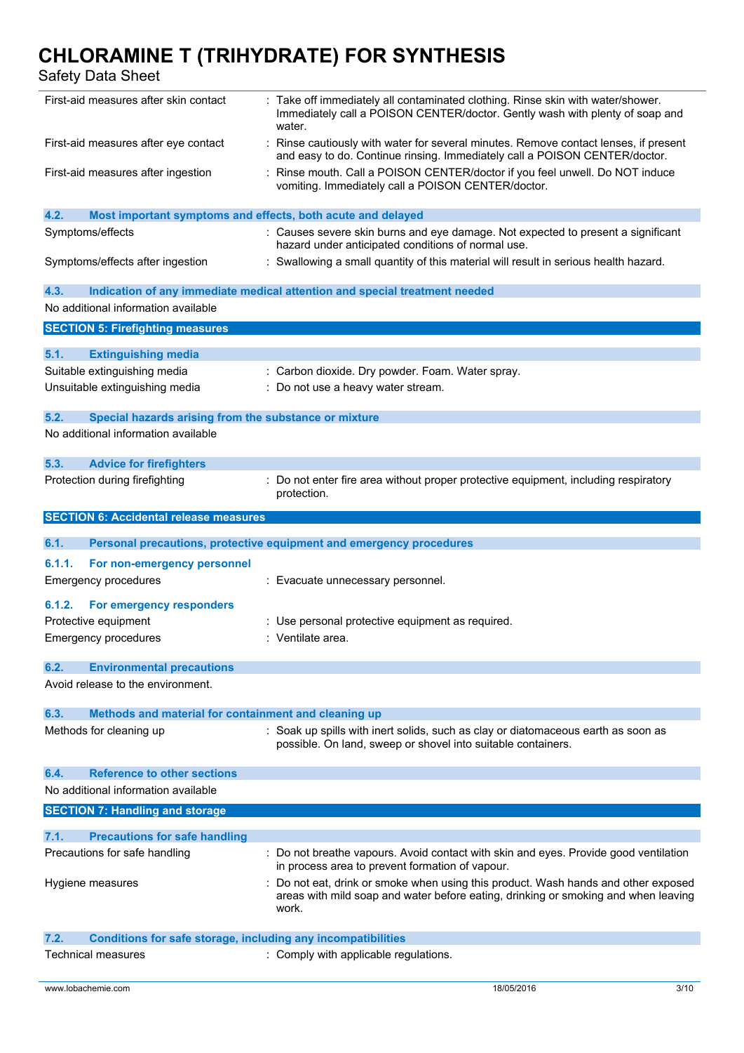| | |
|---|---|
| First-aid measures after skin contact | : Take off immediately all contaminated clothing. Rinse skin with water/shower. Immediately call a POISON CENTER/doctor. Gently wash with plenty of soap and water. |
| First-aid measures after eye contact | : Rinse cautiously with water for several minutes. Remove contact lenses, if present and easy to do. Continue rinsing. Immediately call a POISON CENTER/doctor. |
| First-aid measures after ingestion | : Rinse mouth. Call a POISON CENTER/doctor if you feel unwell. Do NOT induce vomiting. Immediately call a POISON CENTER/doctor. |

### 4.2. Most important symptoms and effects, both acute and delayed

| | |
|---|---|
| Symptoms/effects | : Causes severe skin burns and eye damage. Not expected to present a significant hazard under anticipated conditions of normal use. |
| Symptoms/effects after ingestion | : Swallowing a small quantity of this material will result in serious health hazard. |

### 4.3. Indication of any immediate medical attention and special treatment needed

No additional information available

## SECTION 5: Firefighting measures

### 5.1. Extinguishing media

| | |
|---|---|
| Suitable extinguishing media | : Carbon dioxide. Dry powder. Foam. Water spray. |
| Unsuitable extinguishing media | : Do not use a heavy water stream. |

### 5.2. Special hazards arising from the substance or mixture

No additional information available

### 5.3. Advice for firefighters

| | |
|---|---|
| Protection during firefighting | : Do not enter fire area without proper protective equipment, including respiratory protection. |

## SECTION 6: Accidental release measures

### 6.1. Personal precautions, protective equipment and emergency procedures

#### 6.1.1. For non-emergency personnel

| | |
|---|---|
| Emergency procedures | : Evacuate unnecessary personnel. |

#### 6.1.2. For emergency responders

| | |
|---|---|
| Protective equipment | : Use personal protective equipment as required. |
| Emergency procedures | : Ventilate area. |

### 6.2. Environmental precautions

Avoid release to the environment.

### 6.3. Methods and material for containment and cleaning up

| | |
|---|---|
| Methods for cleaning up | : Soak up spills with inert solids, such as clay or diatomaceous earth as soon as possible. On land, sweep or shovel into suitable containers. |

### 6.4. Reference to other sections

No additional information available

## SECTION 7: Handling and storage

### 7.1. Precautions for safe handling

| | |
|---|---|
| Precautions for safe handling | : Do not breathe vapours. Avoid contact with skin and eyes. Provide good ventilation in process area to prevent formation of vapour. |
| Hygiene measures | : Do not eat, drink or smoke when using this product. Wash hands and other exposed areas with mild soap and water before eating, drinking or smoking and when leaving work. |

### 7.2. Conditions for safe storage, including any incompatibilities

| | |
|---|---|
| Technical measures | : Comply with applicable regulations. |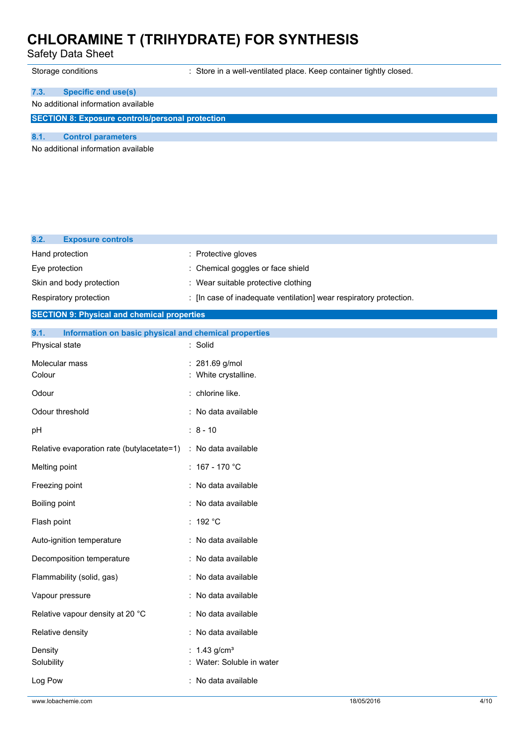| | |
|---|---|
| Storage conditions | : Store in a well-ventilated place. Keep container tightly closed. |

### 7.3. Specific end use(s)

No additional information available

## SECTION 8: Exposure controls/personal protection

### 8.1. Control parameters

No additional information available

### 8.2. Exposure controls

| | |
|---|---|
| Hand protection | : Protective gloves |
| Eye protection | : Chemical goggles or face shield |
| Skin and body protection | : Wear suitable protective clothing |
| Respiratory protection | : [In case of inadequate ventilation] wear respiratory protection. |

## SECTION 9: Physical and chemical properties

### 9.1. Information on basic physical and chemical properties

| | |
|---|---|
| Physical state | : Solid |
| Molecular mass | : 281.69 g/mol |
| Colour | : White crystalline. |
| Odour | : chlorine like. |
| Odour threshold | : No data available |
| pH | : 8 - 10 |
| Relative evaporation rate (butylacetate=1) | : No data available |
| Melting point | : 167 - 170 °C |
| Freezing point | : No data available |
| Boiling point | : No data available |
| Flash point | : 192 °C |
| Auto-ignition temperature | : No data available |
| Decomposition temperature | : No data available |
| Flammability (solid, gas) | : No data available |
| Vapour pressure | : No data available |
| Relative vapour density at 20 °C | : No data available |
| Relative density | : No data available |
| Density | : 1.43 g/cm³ |
| Solubility | : Water: Soluble in water |
| Log Pow | : No data available |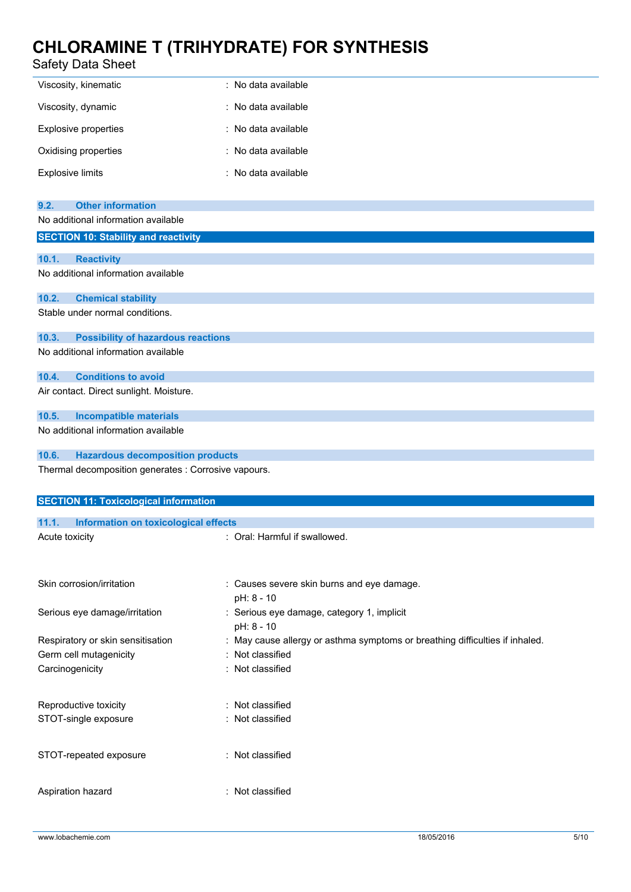| | |
|---|---|
| Viscosity, kinematic | : No data available |
| Viscosity, dynamic | : No data available |
| Explosive properties | : No data available |
| Oxidising properties | : No data available |
| Explosive limits | : No data available |

### 9.2. Other information

No additional information available

## SECTION 10: Stability and reactivity

### 10.1. Reactivity

No additional information available

### 10.2. Chemical stability

Stable under normal conditions.

### 10.3. Possibility of hazardous reactions

No additional information available

### 10.4. Conditions to avoid

Air contact. Direct sunlight. Moisture.

### 10.5. Incompatible materials

No additional information available

### 10.6. Hazardous decomposition products

Thermal decomposition generates : Corrosive vapours.

## SECTION 11: Toxicological information

### 11.1. Information on toxicological effects

| | |
|---|---|
| Acute toxicity | : Oral: Harmful if swallowed. |
| Skin corrosion/irritation | : Causes severe skin burns and eye damage.<br>pH: 8 - 10 |
| Serious eye damage/irritation | : Serious eye damage, category 1, implicit<br>pH: 8 - 10 |
| Respiratory or skin sensitisation | : May cause allergy or asthma symptoms or breathing difficulties if inhaled. |
| Germ cell mutagenicity | : Not classified |
| Carcinogenicity | : Not classified |
| Reproductive toxicity | : Not classified |
| STOT-single exposure | : Not classified |
| STOT-repeated exposure | : Not classified |
| Aspiration hazard | : Not classified |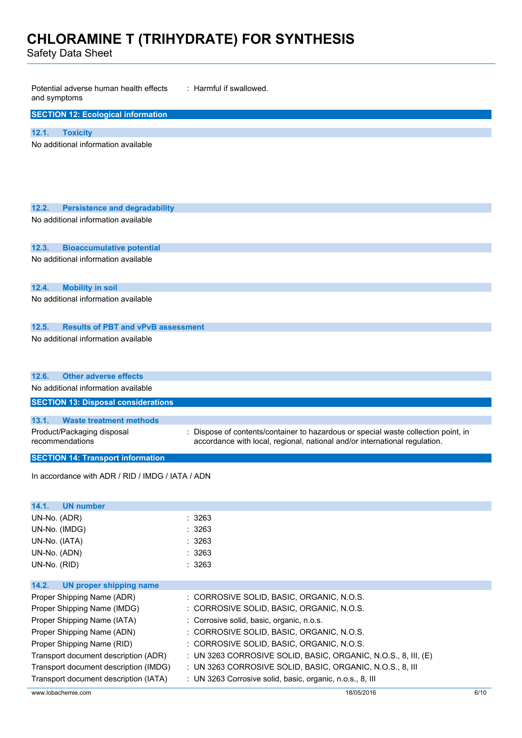| | |
|---|---|
| Potential adverse human health effects and symptoms | : Harmful if swallowed. |

## SECTION 12: Ecological information

### 12.1. Toxicity

No additional information available

### 12.2. Persistence and degradability

No additional information available

### 12.3. Bioaccumulative potential

No additional information available

### 12.4. Mobility in soil

No additional information available

### 12.5. Results of PBT and vPvB assessment

No additional information available

### 12.6. Other adverse effects

No additional information available

## SECTION 13: Disposal considerations

### 13.1. Waste treatment methods

| | |
|---|---|
| Product/Packaging disposal recommendations | : Dispose of contents/container to hazardous or special waste collection point, in accordance with local, regional, national and/or international regulation. |

## SECTION 14: Transport information

In accordance with ADR / RID / IMDG / IATA / ADN

### 14.1. UN number

| | |
|---|---|
| UN-No. (ADR) | : 3263 |
| UN-No. (IMDG) | : 3263 |
| UN-No. (IATA) | : 3263 |
| UN-No. (ADN) | : 3263 |
| UN-No. (RID) | : 3263 |

### 14.2. UN proper shipping name

| | |
|---|---|
| Proper Shipping Name (ADR) | : CORROSIVE SOLID, BASIC, ORGANIC, N.O.S. |
| Proper Shipping Name (IMDG) | : CORROSIVE SOLID, BASIC, ORGANIC, N.O.S. |
| Proper Shipping Name (IATA) | : Corrosive solid, basic, organic, n.o.s. |
| Proper Shipping Name (ADN) | : CORROSIVE SOLID, BASIC, ORGANIC, N.O.S. |
| Proper Shipping Name (RID) | : CORROSIVE SOLID, BASIC, ORGANIC, N.O.S. |
| Transport document description (ADR) | : UN 3263 CORROSIVE SOLID, BASIC, ORGANIC, N.O.S., 8, III, (E) |
| Transport document description (IMDG) | : UN 3263 CORROSIVE SOLID, BASIC, ORGANIC, N.O.S., 8, III |
| Transport document description (IATA) | : UN 3263 Corrosive solid, basic, organic, n.o.s., 8, III |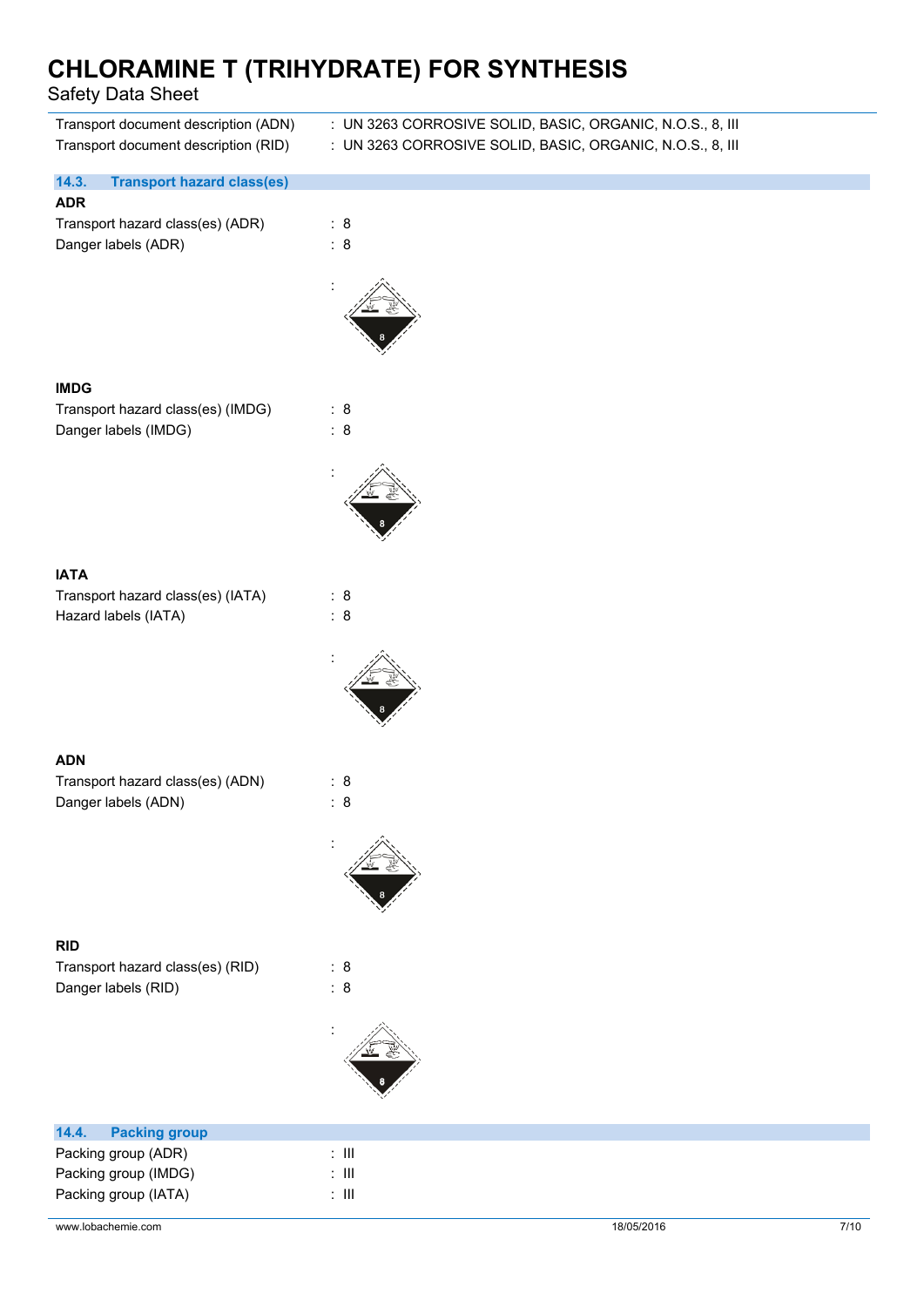Transport document description (ADN) : UN 3263 CORROSIVE SOLID, BASIC, ORGANIC, N.O.S., 8, III
Transport document description (RID) : UN 3263 CORROSIVE SOLID, BASIC, ORGANIC, N.O.S., 8, III

## 14.3. Transport hazard class(es)

**ADR**

Transport hazard class(es) (ADR) : 8
Danger labels (ADR) : 8

:

**IMDG**

Transport hazard class(es) (IMDG) : 8
Danger labels (IMDG) : 8

:

**IATA**

Transport hazard class(es) (IATA) : 8
Hazard labels (IATA) : 8

:

**ADN**

Transport hazard class(es) (ADN) : 8
Danger labels (ADN) : 8

:

**RID**

Transport hazard class(es) (RID) : 8
Danger labels (RID) : 8

:

## 14.4. Packing group

Packing group (ADR) : III
Packing group (IMDG) : III
Packing group (IATA) : III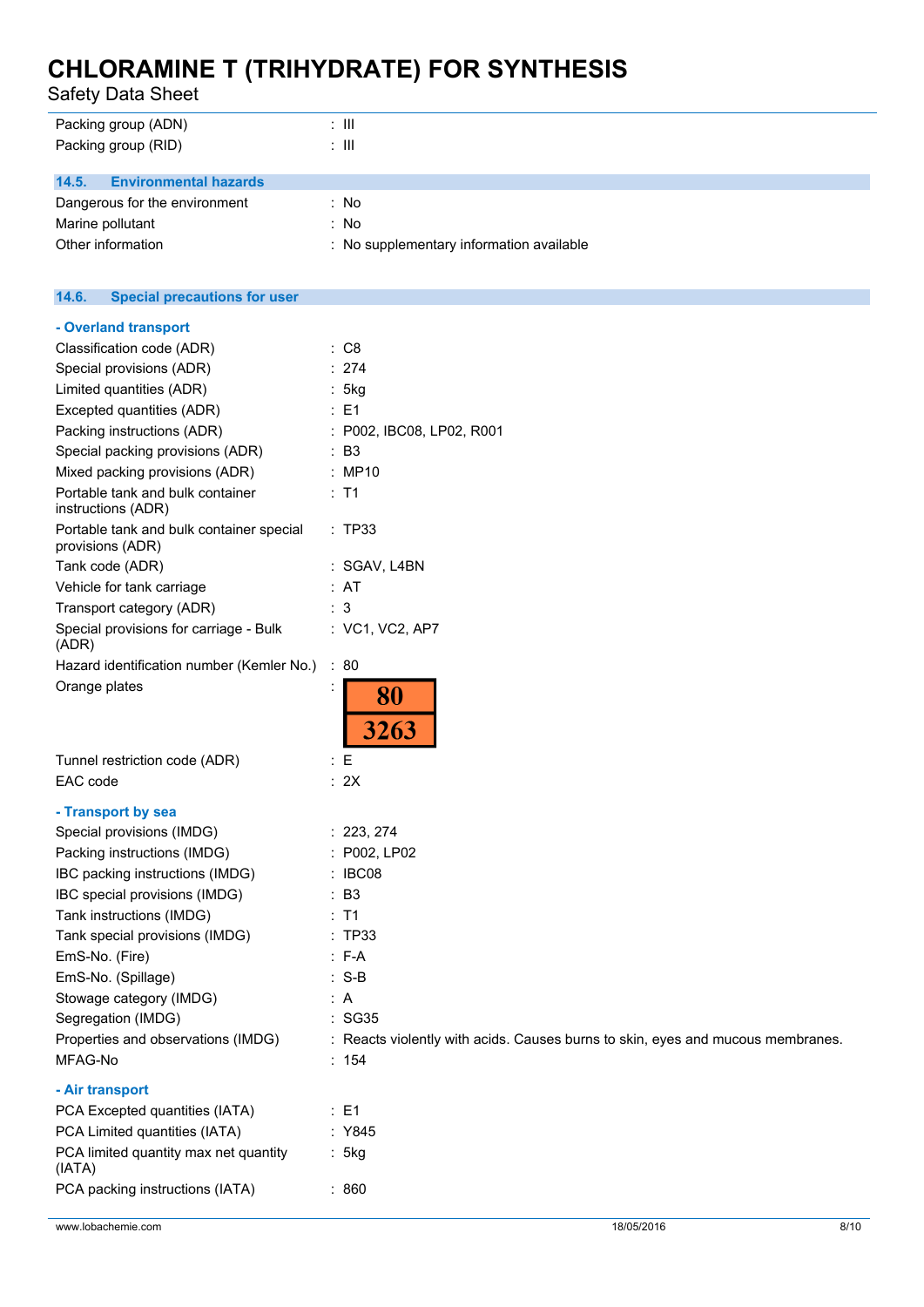| | |
|---|---|
| Packing group (ADN) | : III |
| Packing group (RID) | : III |

### 14.5. Environmental hazards

| | |
|---|---|
| Dangerous for the environment | : No |
| Marine pollutant | : No |
| Other information | : No supplementary information available |

### 14.6. Special precautions for user

**- Overland transport**

| | |
|---|---|
| Classification code (ADR) | : C8 |
| Special provisions (ADR) | : 274 |
| Limited quantities (ADR) | : 5kg |
| Excepted quantities (ADR) | : E1 |
| Packing instructions (ADR) | : P002, IBC08, LP02, R001 |
| Special packing provisions (ADR) | : B3 |
| Mixed packing provisions (ADR) | : MP10 |
| Portable tank and bulk container instructions (ADR) | : T1 |
| Portable tank and bulk container special provisions (ADR) | : TP33 |
| Tank code (ADR) | : SGAV, L4BN |
| Vehicle for tank carriage | : AT |
| Transport category (ADR) | : 3 |
| Special provisions for carriage - Bulk (ADR) | : VC1, VC2, AP7 |
| Hazard identification number (Kemler No.) | : 80 |
| Orange plates | : 80 / 3263 |
| Tunnel restriction code (ADR) | : E |
| EAC code | : 2X |

**- Transport by sea**

| | |
|---|---|
| Special provisions (IMDG) | : 223, 274 |
| Packing instructions (IMDG) | : P002, LP02 |
| IBC packing instructions (IMDG) | : IBC08 |
| IBC special provisions (IMDG) | : B3 |
| Tank instructions (IMDG) | : T1 |
| Tank special provisions (IMDG) | : TP33 |
| EmS-No. (Fire) | : F-A |
| EmS-No. (Spillage) | : S-B |
| Stowage category (IMDG) | : A |
| Segregation (IMDG) | : SG35 |
| Properties and observations (IMDG) | : Reacts violently with acids. Causes burns to skin, eyes and mucous membranes. |
| MFAG-No | : 154 |

**- Air transport**

| | |
|---|---|
| PCA Excepted quantities (IATA) | : E1 |
| PCA Limited quantities (IATA) | : Y845 |
| PCA limited quantity max net quantity (IATA) | : 5kg |
| PCA packing instructions (IATA) | : 860 |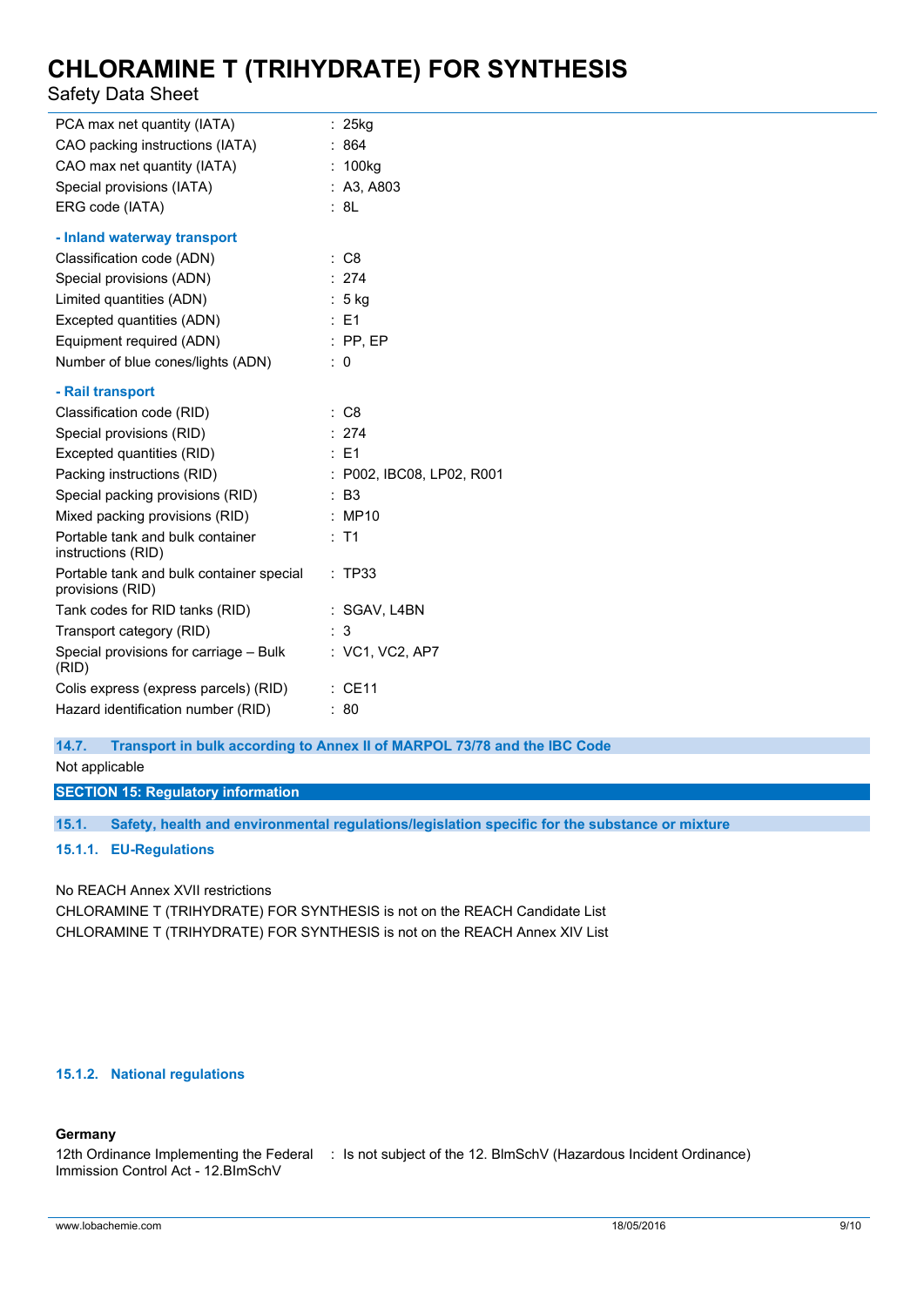| | |
|---|---|
| PCA max net quantity (IATA) | : 25kg |
| CAO packing instructions (IATA) | : 864 |
| CAO max net quantity (IATA) | : 100kg |
| Special provisions (IATA) | : A3, A803 |
| ERG code (IATA) | : 8L |

**- Inland waterway transport**

| | |
|---|---|
| Classification code (ADN) | : C8 |
| Special provisions (ADN) | : 274 |
| Limited quantities (ADN) | : 5 kg |
| Excepted quantities (ADN) | : E1 |
| Equipment required (ADN) | : PP, EP |
| Number of blue cones/lights (ADN) | : 0 |

**- Rail transport**

| | |
|---|---|
| Classification code (RID) | : C8 |
| Special provisions (RID) | : 274 |
| Excepted quantities (RID) | : E1 |
| Packing instructions (RID) | : P002, IBC08, LP02, R001 |
| Special packing provisions (RID) | : B3 |
| Mixed packing provisions (RID) | : MP10 |
| Portable tank and bulk container instructions (RID) | : T1 |
| Portable tank and bulk container special provisions (RID) | : TP33 |
| Tank codes for RID tanks (RID) | : SGAV, L4BN |
| Transport category (RID) | : 3 |
| Special provisions for carriage – Bulk (RID) | : VC1, VC2, AP7 |
| Colis express (express parcels) (RID) | : CE11 |
| Hazard identification number (RID) | : 80 |

### 14.7. Transport in bulk according to Annex II of MARPOL 73/78 and the IBC Code

Not applicable

## SECTION 15: Regulatory information

### 15.1. Safety, health and environmental regulations/legislation specific for the substance or mixture

#### 15.1.1. EU-Regulations

No REACH Annex XVII restrictions
CHLORAMINE T (TRIHYDRATE) FOR SYNTHESIS is not on the REACH Candidate List
CHLORAMINE T (TRIHYDRATE) FOR SYNTHESIS is not on the REACH Annex XIV List

#### 15.1.2. National regulations

**Germany**

| | |
|---|---|
| 12th Ordinance Implementing the Federal Immission Control Act - 12.BImSchV | : Is not subject of the 12. BlmSchV (Hazardous Incident Ordinance) |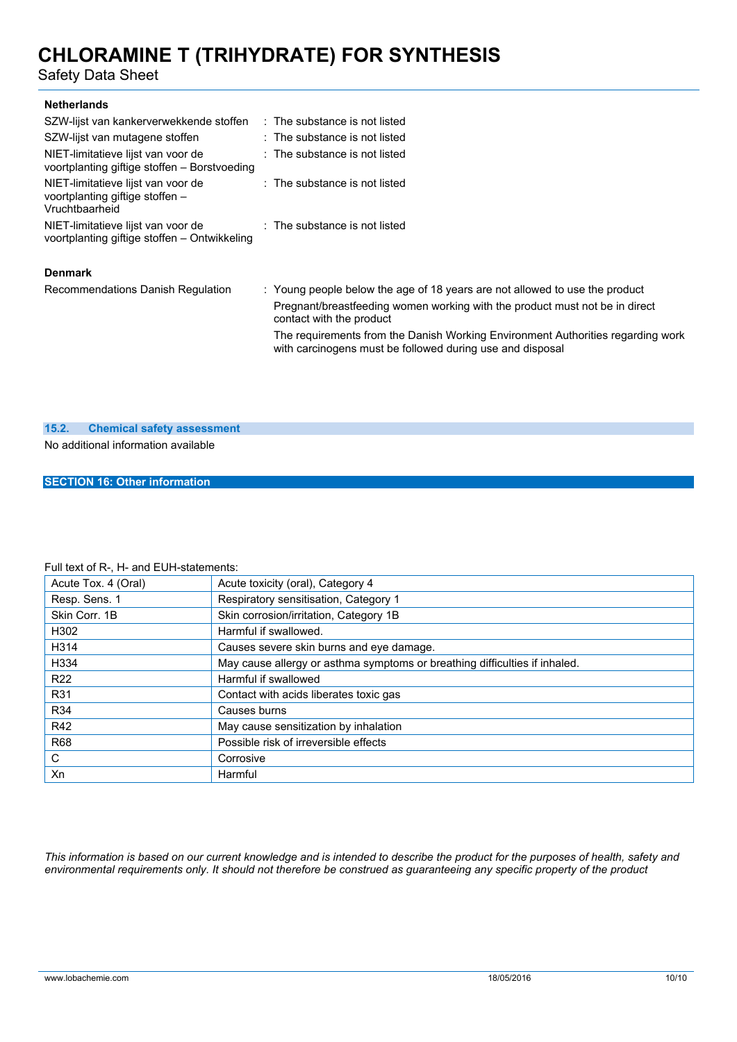#### Netherlands

| | |
|---|---|
| SZW-lijst van kankerverwekkende stoffen | : The substance is not listed |
| SZW-lijst van mutagene stoffen | : The substance is not listed |
| NIET-limitatieve lijst van voor de voortplanting giftige stoffen – Borstvoeding | : The substance is not listed |
| NIET-limitatieve lijst van voor de voortplanting giftige stoffen – Vruchtbaarheid | : The substance is not listed |
| NIET-limitatieve lijst van voor de voortplanting giftige stoffen – Ontwikkeling | : The substance is not listed |

#### Denmark

Recommendations Danish Regulation : Young people below the age of 18 years are not allowed to use the product

Pregnant/breastfeeding women working with the product must not be in direct contact with the product

The requirements from the Danish Working Environment Authorities regarding work with carcinogens must be followed during use and disposal

### 15.2. Chemical safety assessment

No additional information available

## SECTION 16: Other information

Full text of R-, H- and EUH-statements:

| | |
|---|---|
| Acute Tox. 4 (Oral) | Acute toxicity (oral), Category 4 |
| Resp. Sens. 1 | Respiratory sensitisation, Category 1 |
| Skin Corr. 1B | Skin corrosion/irritation, Category 1B |
| H302 | Harmful if swallowed. |
| H314 | Causes severe skin burns and eye damage. |
| H334 | May cause allergy or asthma symptoms or breathing difficulties if inhaled. |
| R22 | Harmful if swallowed |
| R31 | Contact with acids liberates toxic gas |
| R34 | Causes burns |
| R42 | May cause sensitization by inhalation |
| R68 | Possible risk of irreversible effects |
| C | Corrosive |
| Xn | Harmful |

*This information is based on our current knowledge and is intended to describe the product for the purposes of health, safety and environmental requirements only. It should not therefore be construed as guaranteeing any specific property of the product*